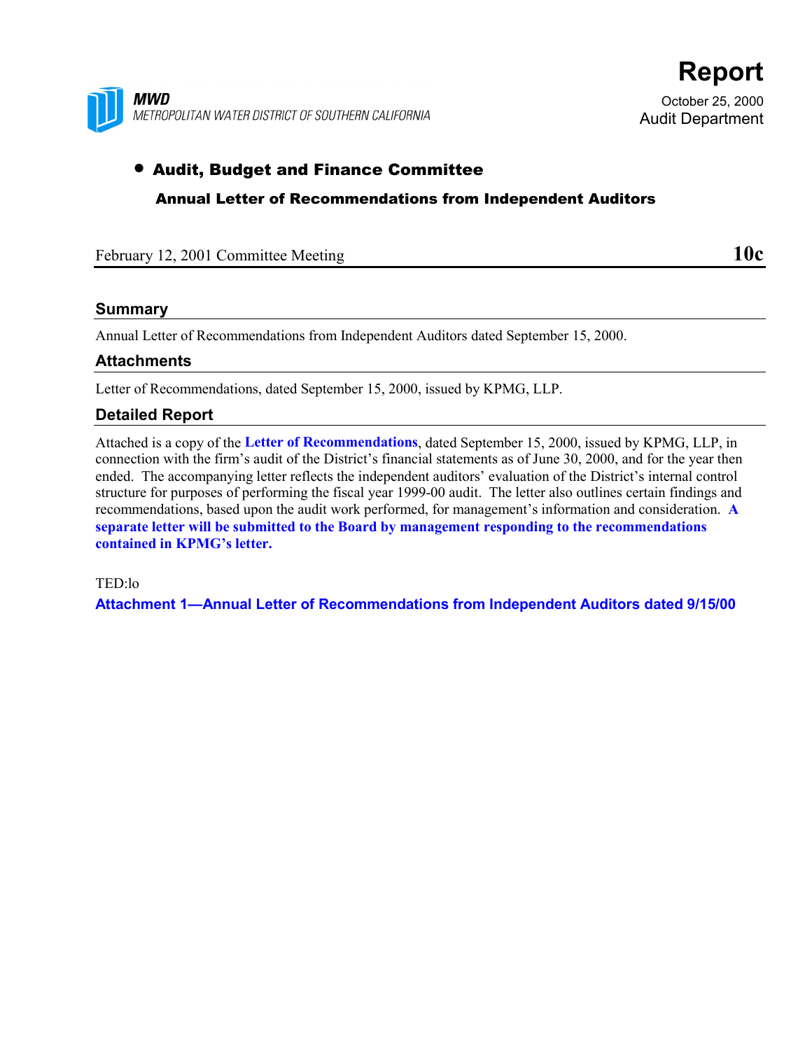**MWD**
*METROPOLITAN WATER DISTRICT OF SOUTHERN CALIFORNIA*

# Report

October 25, 2000
Audit Department

## • Audit, Budget and Finance Committee

### Annual Letter of Recommendations from Independent Auditors

February 12, 2001 Committee Meeting **10c**

## Summary

Annual Letter of Recommendations from Independent Auditors dated September 15, 2000.

## Attachments

Letter of Recommendations, dated September 15, 2000, issued by KPMG, LLP.

## Detailed Report

Attached is a copy of the **Letter of Recommendations**, dated September 15, 2000, issued by KPMG, LLP, in connection with the firm's audit of the District's financial statements as of June 30, 2000, and for the year then ended. The accompanying letter reflects the independent auditors' evaluation of the District's internal control structure for purposes of performing the fiscal year 1999-00 audit. The letter also outlines certain findings and recommendations, based upon the audit work performed, for management's information and consideration. **A separate letter will be submitted to the Board by management responding to the recommendations contained in KPMG's letter.**

TED:lo

**Attachment 1—Annual Letter of Recommendations from Independent Auditors dated 9/15/00**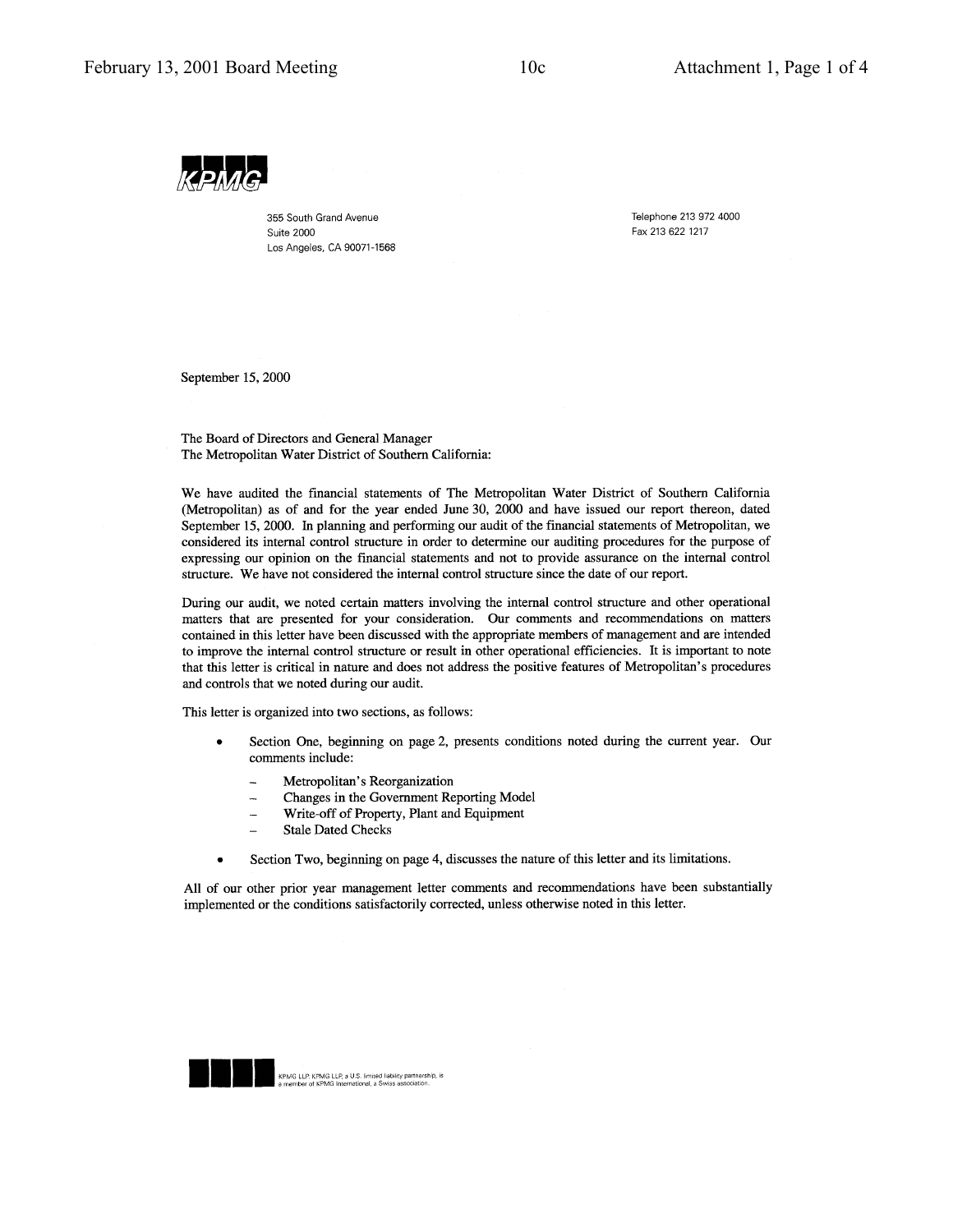KPMG

355 South Grand Avenue
Suite 2000
Los Angeles, CA 90071-1568

Telephone 213 972 4000
Fax 213 622 1217

September 15, 2000

The Board of Directors and General Manager
The Metropolitan Water District of Southern California:

We have audited the financial statements of The Metropolitan Water District of Southern California (Metropolitan) as of and for the year ended June 30, 2000 and have issued our report thereon, dated September 15, 2000. In planning and performing our audit of the financial statements of Metropolitan, we considered its internal control structure in order to determine our auditing procedures for the purpose of expressing our opinion on the financial statements and not to provide assurance on the internal control structure. We have not considered the internal control structure since the date of our report.

During our audit, we noted certain matters involving the internal control structure and other operational matters that are presented for your consideration. Our comments and recommendations on matters contained in this letter have been discussed with the appropriate members of management and are intended to improve the internal control structure or result in other operational efficiencies. It is important to note that this letter is critical in nature and does not address the positive features of Metropolitan's procedures and controls that we noted during our audit.

This letter is organized into two sections, as follows:

- Section One, beginning on page 2, presents conditions noted during the current year. Our comments include:
  - Metropolitan's Reorganization
  - Changes in the Government Reporting Model
  - Write-off of Property, Plant and Equipment
  - Stale Dated Checks
- Section Two, beginning on page 4, discusses the nature of this letter and its limitations.

All of our other prior year management letter comments and recommendations have been substantially implemented or the conditions satisfactorily corrected, unless otherwise noted in this letter.

KPMG LLP, KPMG LLP, a U.S. limited liability partnership, is a member of KPMG International, a Swiss association.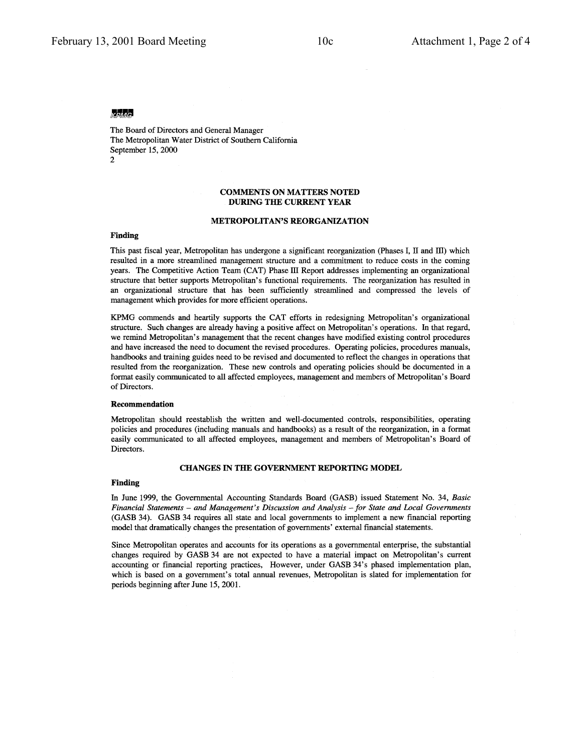KPMG

The Board of Directors and General Manager
The Metropolitan Water District of Southern California
September 15, 2000
2

## COMMENTS ON MATTERS NOTED DURING THE CURRENT YEAR

### METROPOLITAN'S REORGANIZATION

**Finding**

This past fiscal year, Metropolitan has undergone a significant reorganization (Phases I, II and III) which resulted in a more streamlined management structure and a commitment to reduce costs in the coming years. The Competitive Action Team (CAT) Phase III Report addresses implementing an organizational structure that better supports Metropolitan's functional requirements. The reorganization has resulted in an organizational structure that has been sufficiently streamlined and compressed the levels of management which provides for more efficient operations.

KPMG commends and heartily supports the CAT efforts in redesigning Metropolitan's organizational structure. Such changes are already having a positive affect on Metropolitan's operations. In that regard, we remind Metropolitan's management that the recent changes have modified existing control procedures and have increased the need to document the revised procedures. Operating policies, procedures manuals, handbooks and training guides need to be revised and documented to reflect the changes in operations that resulted from the reorganization. These new controls and operating policies should be documented in a format easily communicated to all affected employees, management and members of Metropolitan's Board of Directors.

**Recommendation**

Metropolitan should reestablish the written and well-documented controls, responsibilities, operating policies and procedures (including manuals and handbooks) as a result of the reorganization, in a format easily communicated to all affected employees, management and members of Metropolitan's Board of Directors.

### CHANGES IN THE GOVERNMENT REPORTING MODEL

**Finding**

In June 1999, the Governmental Accounting Standards Board (GASB) issued Statement No. 34, *Basic Financial Statements – and Management's Discussion and Analysis – for State and Local Governments* (GASB 34). GASB 34 requires all state and local governments to implement a new financial reporting model that dramatically changes the presentation of governments' external financial statements.

Since Metropolitan operates and accounts for its operations as a governmental enterprise, the substantial changes required by GASB 34 are not expected to have a material impact on Metropolitan's current accounting or financial reporting practices, However, under GASB 34's phased implementation plan, which is based on a government's total annual revenues, Metropolitan is slated for implementation for periods beginning after June 15, 2001.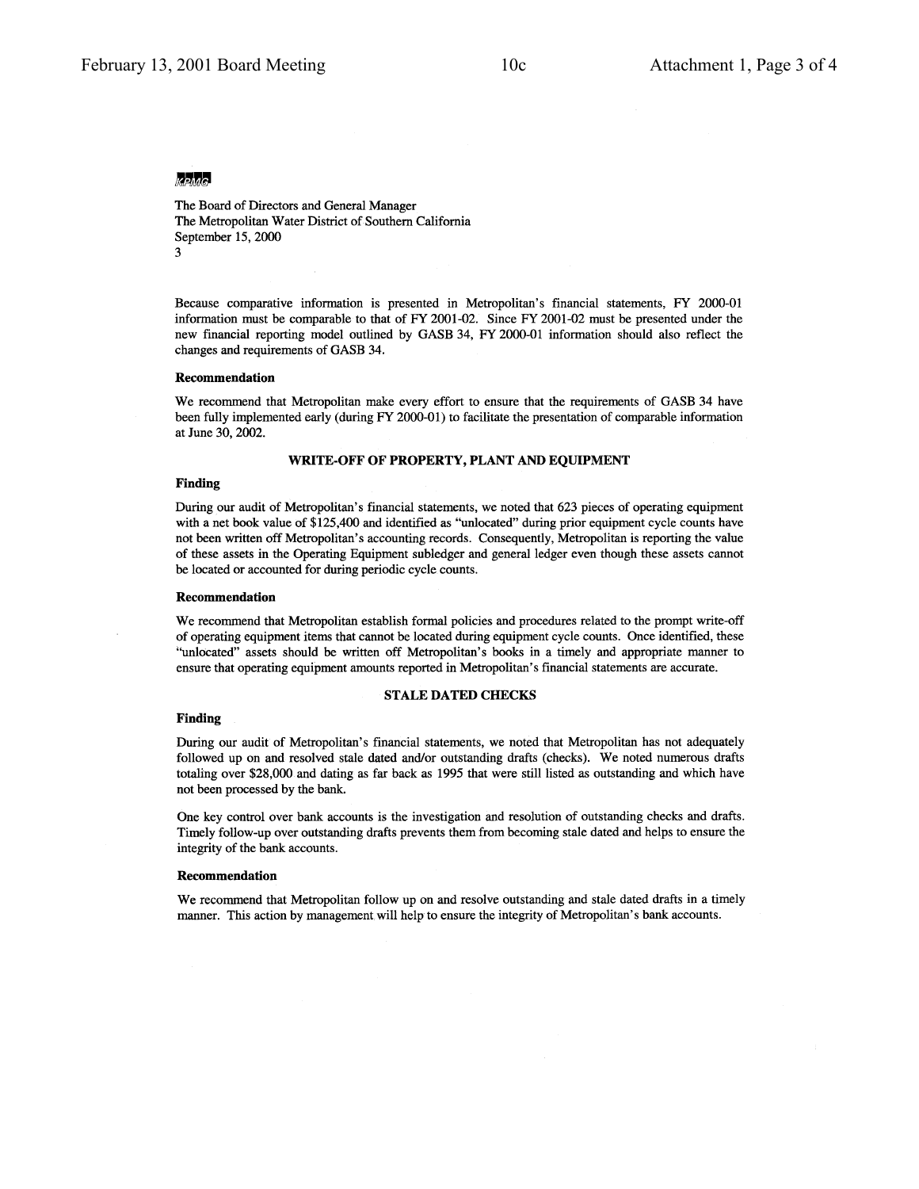KPMG

The Board of Directors and General Manager
The Metropolitan Water District of Southern California
September 15, 2000
3

Because comparative information is presented in Metropolitan's financial statements, FY 2000-01 information must be comparable to that of FY 2001-02. Since FY 2001-02 must be presented under the new financial reporting model outlined by GASB 34, FY 2000-01 information should also reflect the changes and requirements of GASB 34.

**Recommendation**

We recommend that Metropolitan make every effort to ensure that the requirements of GASB 34 have been fully implemented early (during FY 2000-01) to facilitate the presentation of comparable information at June 30, 2002.

## WRITE-OFF OF PROPERTY, PLANT AND EQUIPMENT

**Finding**

During our audit of Metropolitan's financial statements, we noted that 623 pieces of operating equipment with a net book value of $125,400 and identified as "unlocated" during prior equipment cycle counts have not been written off Metropolitan's accounting records. Consequently, Metropolitan is reporting the value of these assets in the Operating Equipment subledger and general ledger even though these assets cannot be located or accounted for during periodic cycle counts.

**Recommendation**

We recommend that Metropolitan establish formal policies and procedures related to the prompt write-off of operating equipment items that cannot be located during equipment cycle counts. Once identified, these "unlocated" assets should be written off Metropolitan's books in a timely and appropriate manner to ensure that operating equipment amounts reported in Metropolitan's financial statements are accurate.

## STALE DATED CHECKS

**Finding**

During our audit of Metropolitan's financial statements, we noted that Metropolitan has not adequately followed up on and resolved stale dated and/or outstanding drafts (checks). We noted numerous drafts totaling over $28,000 and dating as far back as 1995 that were still listed as outstanding and which have not been processed by the bank.

One key control over bank accounts is the investigation and resolution of outstanding checks and drafts. Timely follow-up over outstanding drafts prevents them from becoming stale dated and helps to ensure the integrity of the bank accounts.

**Recommendation**

We recommend that Metropolitan follow up on and resolve outstanding and stale dated drafts in a timely manner. This action by management will help to ensure the integrity of Metropolitan's bank accounts.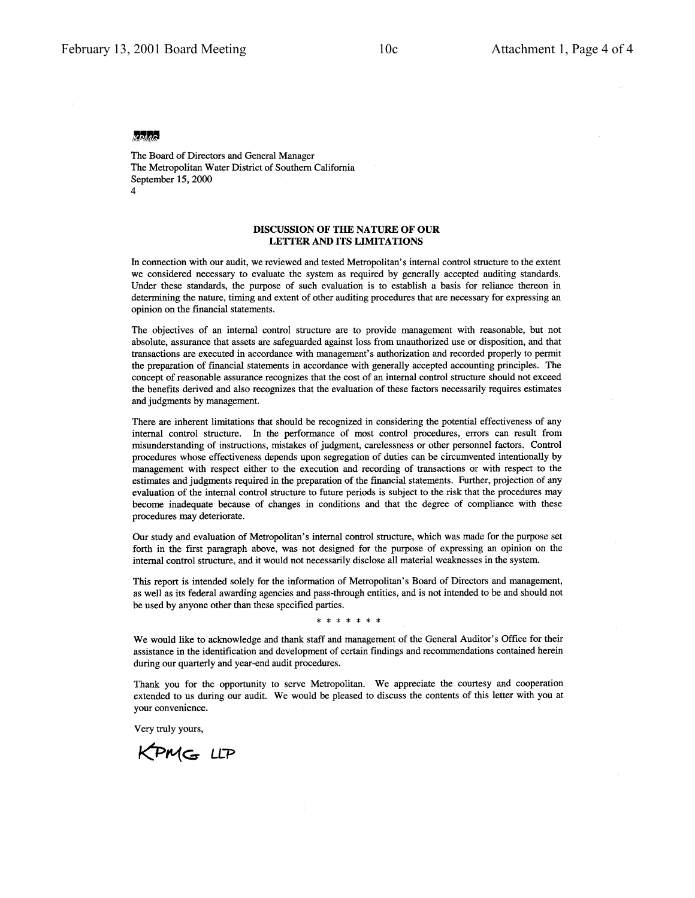KPMG

The Board of Directors and General Manager
The Metropolitan Water District of Southern California
September 15, 2000
4

## DISCUSSION OF THE NATURE OF OUR LETTER AND ITS LIMITATIONS

In connection with our audit, we reviewed and tested Metropolitan's internal control structure to the extent we considered necessary to evaluate the system as required by generally accepted auditing standards. Under these standards, the purpose of such evaluation is to establish a basis for reliance thereon in determining the nature, timing and extent of other auditing procedures that are necessary for expressing an opinion on the financial statements.

The objectives of an internal control structure are to provide management with reasonable, but not absolute, assurance that assets are safeguarded against loss from unauthorized use or disposition, and that transactions are executed in accordance with management's authorization and recorded properly to permit the preparation of financial statements in accordance with generally accepted accounting principles. The concept of reasonable assurance recognizes that the cost of an internal control structure should not exceed the benefits derived and also recognizes that the evaluation of these factors necessarily requires estimates and judgments by management.

There are inherent limitations that should be recognized in considering the potential effectiveness of any internal control structure. In the performance of most control procedures, errors can result from misunderstanding of instructions, mistakes of judgment, carelessness or other personnel factors. Control procedures whose effectiveness depends upon segregation of duties can be circumvented intentionally by management with respect either to the execution and recording of transactions or with respect to the estimates and judgments required in the preparation of the financial statements. Further, projection of any evaluation of the internal control structure to future periods is subject to the risk that the procedures may become inadequate because of changes in conditions and that the degree of compliance with these procedures may deteriorate.

Our study and evaluation of Metropolitan's internal control structure, which was made for the purpose set forth in the first paragraph above, was not designed for the purpose of expressing an opinion on the internal control structure, and it would not necessarily disclose all material weaknesses in the system.

This report is intended solely for the information of Metropolitan's Board of Directors and management, as well as its federal awarding agencies and pass-through entities, and is not intended to be and should not be used by anyone other than these specified parties.

\* \* \* \* \* \* \*

We would like to acknowledge and thank staff and management of the General Auditor's Office for their assistance in the identification and development of certain findings and recommendations contained herein during our quarterly and year-end audit procedures.

Thank you for the opportunity to serve Metropolitan. We appreciate the courtesy and cooperation extended to us during our audit. We would be pleased to discuss the contents of this letter with you at your convenience.

Very truly yours,

KPMG LLP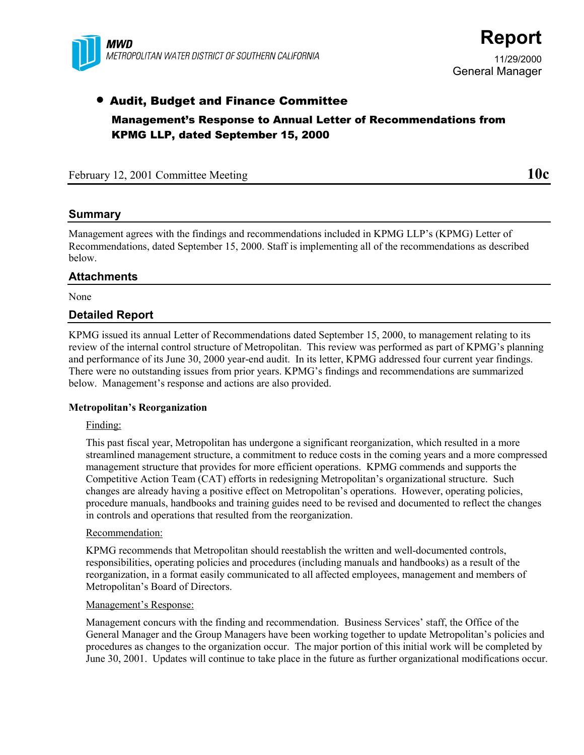MWD
METROPOLITAN WATER DISTRICT OF SOUTHERN CALIFORNIA

# Report

11/29/2000
General Manager

- **Audit, Budget and Finance Committee**

**Management's Response to Annual Letter of Recommendations from KPMG LLP, dated September 15, 2000**

February 12, 2001 Committee Meeting **10c**

## Summary

Management agrees with the findings and recommendations included in KPMG LLP's (KPMG) Letter of Recommendations, dated September 15, 2000. Staff is implementing all of the recommendations as described below.

## Attachments

None

## Detailed Report

KPMG issued its annual Letter of Recommendations dated September 15, 2000, to management relating to its review of the internal control structure of Metropolitan. This review was performed as part of KPMG's planning and performance of its June 30, 2000 year-end audit. In its letter, KPMG addressed four current year findings. There were no outstanding issues from prior years. KPMG's findings and recommendations are summarized below. Management's response and actions are also provided.

**Metropolitan's Reorganization**

Finding:

This past fiscal year, Metropolitan has undergone a significant reorganization, which resulted in a more streamlined management structure, a commitment to reduce costs in the coming years and a more compressed management structure that provides for more efficient operations. KPMG commends and supports the Competitive Action Team (CAT) efforts in redesigning Metropolitan's organizational structure. Such changes are already having a positive effect on Metropolitan's operations. However, operating policies, procedure manuals, handbooks and training guides need to be revised and documented to reflect the changes in controls and operations that resulted from the reorganization.

Recommendation:

KPMG recommends that Metropolitan should reestablish the written and well-documented controls, responsibilities, operating policies and procedures (including manuals and handbooks) as a result of the reorganization, in a format easily communicated to all affected employees, management and members of Metropolitan's Board of Directors.

Management's Response:

Management concurs with the finding and recommendation. Business Services' staff, the Office of the General Manager and the Group Managers have been working together to update Metropolitan's policies and procedures as changes to the organization occur. The major portion of this initial work will be completed by June 30, 2001. Updates will continue to take place in the future as further organizational modifications occur.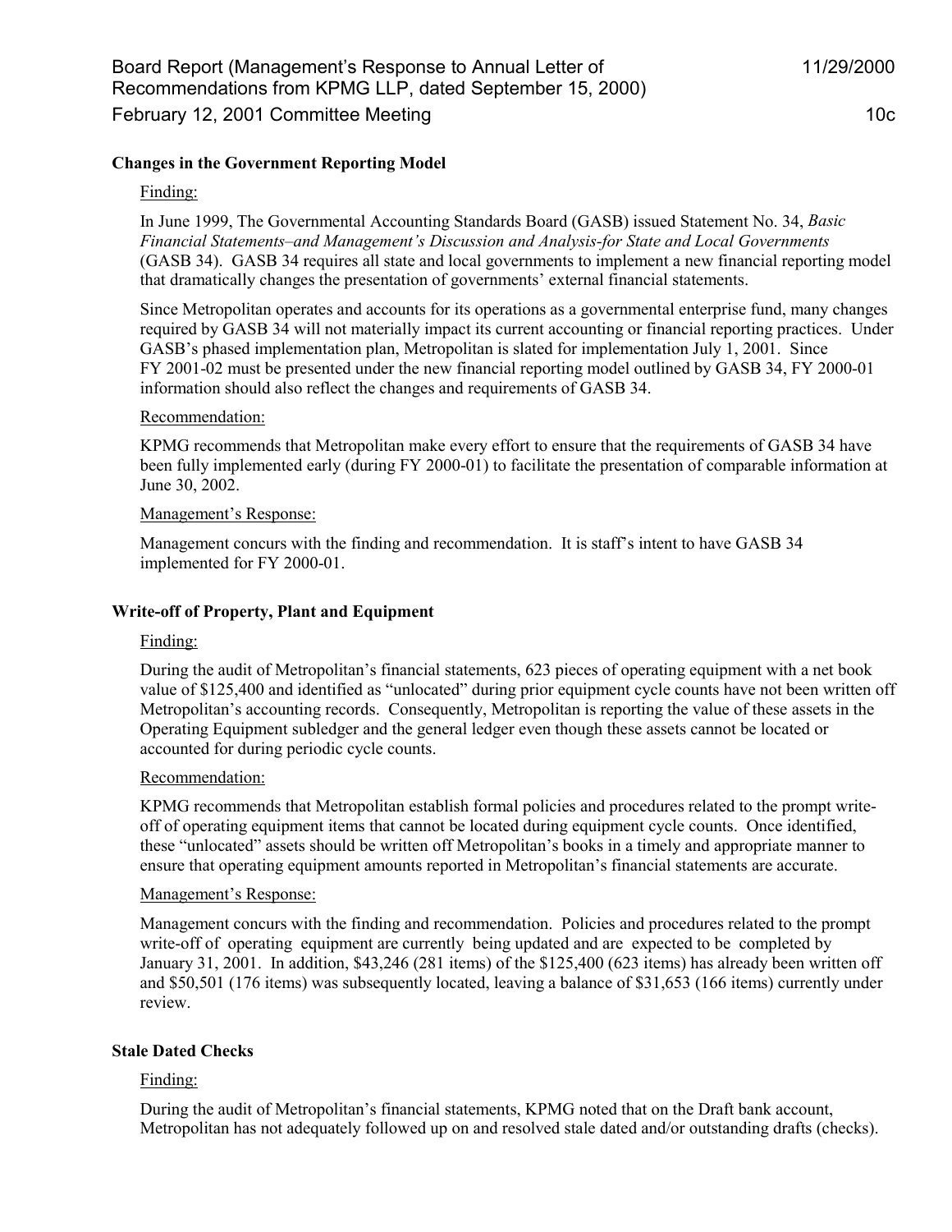### Changes in the Government Reporting Model

Finding:

In June 1999, The Governmental Accounting Standards Board (GASB) issued Statement No. 34, *Basic Financial Statements–and Management's Discussion and Analysis-for State and Local Governments* (GASB 34). GASB 34 requires all state and local governments to implement a new financial reporting model that dramatically changes the presentation of governments' external financial statements.

Since Metropolitan operates and accounts for its operations as a governmental enterprise fund, many changes required by GASB 34 will not materially impact its current accounting or financial reporting practices. Under GASB's phased implementation plan, Metropolitan is slated for implementation July 1, 2001. Since FY 2001-02 must be presented under the new financial reporting model outlined by GASB 34, FY 2000-01 information should also reflect the changes and requirements of GASB 34.

Recommendation:

KPMG recommends that Metropolitan make every effort to ensure that the requirements of GASB 34 have been fully implemented early (during FY 2000-01) to facilitate the presentation of comparable information at June 30, 2002.

Management's Response:

Management concurs with the finding and recommendation. It is staff's intent to have GASB 34 implemented for FY 2000-01.

### Write-off of Property, Plant and Equipment

Finding:

During the audit of Metropolitan's financial statements, 623 pieces of operating equipment with a net book value of $125,400 and identified as "unlocated" during prior equipment cycle counts have not been written off Metropolitan's accounting records. Consequently, Metropolitan is reporting the value of these assets in the Operating Equipment subledger and the general ledger even though these assets cannot be located or accounted for during periodic cycle counts.

Recommendation:

KPMG recommends that Metropolitan establish formal policies and procedures related to the prompt write-off of operating equipment items that cannot be located during equipment cycle counts. Once identified, these "unlocated" assets should be written off Metropolitan's books in a timely and appropriate manner to ensure that operating equipment amounts reported in Metropolitan's financial statements are accurate.

Management's Response:

Management concurs with the finding and recommendation. Policies and procedures related to the prompt write-off of operating equipment are currently being updated and are expected to be completed by January 31, 2001. In addition, $43,246 (281 items) of the $125,400 (623 items) has already been written off and $50,501 (176 items) was subsequently located, leaving a balance of $31,653 (166 items) currently under review.

### Stale Dated Checks

Finding:

During the audit of Metropolitan's financial statements, KPMG noted that on the Draft bank account, Metropolitan has not adequately followed up on and resolved stale dated and/or outstanding drafts (checks).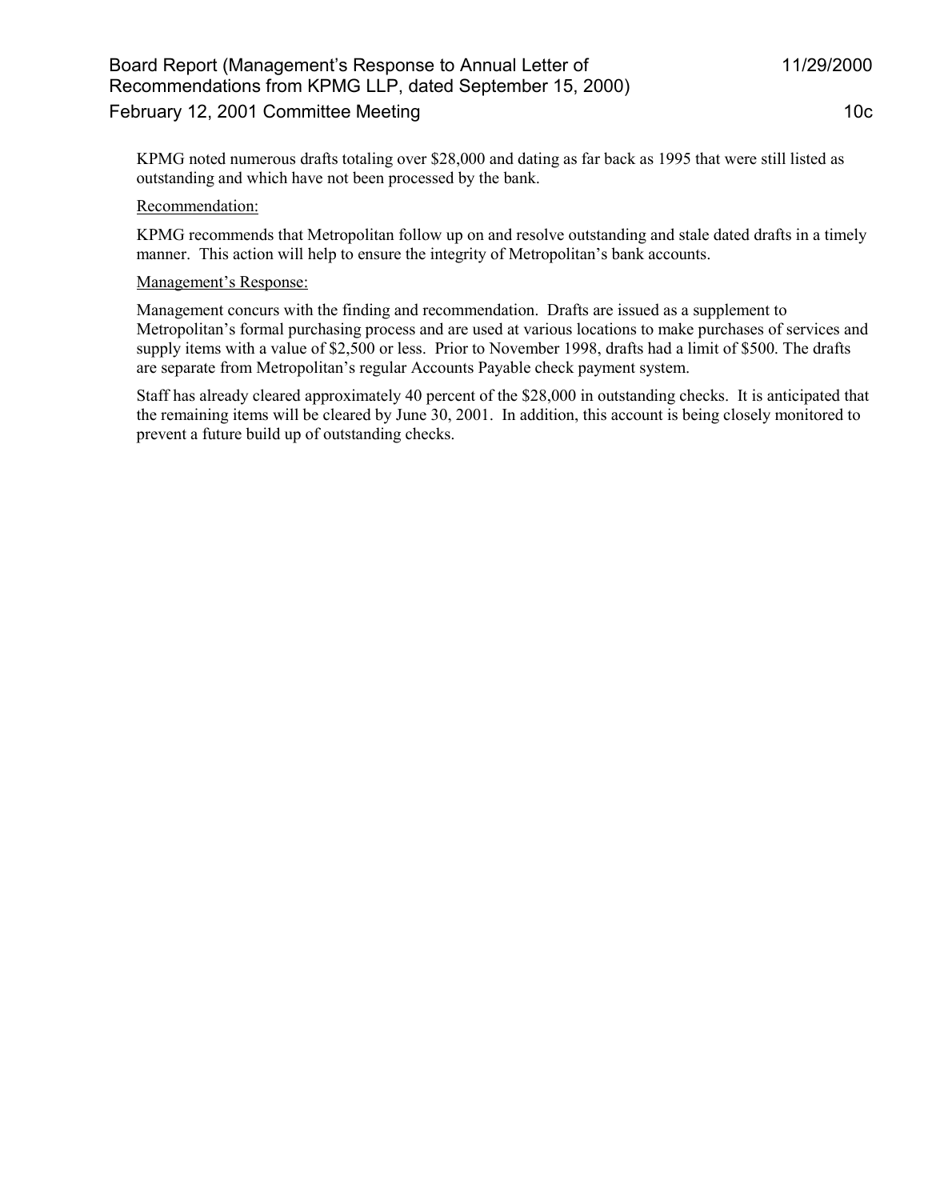KPMG noted numerous drafts totaling over $28,000 and dating as far back as 1995 that were still listed as outstanding and which have not been processed by the bank.

Recommendation:

KPMG recommends that Metropolitan follow up on and resolve outstanding and stale dated drafts in a timely manner. This action will help to ensure the integrity of Metropolitan's bank accounts.

Management's Response:

Management concurs with the finding and recommendation. Drafts are issued as a supplement to Metropolitan's formal purchasing process and are used at various locations to make purchases of services and supply items with a value of $2,500 or less. Prior to November 1998, drafts had a limit of $500. The drafts are separate from Metropolitan's regular Accounts Payable check payment system.

Staff has already cleared approximately 40 percent of the $28,000 in outstanding checks. It is anticipated that the remaining items will be cleared by June 30, 2001. In addition, this account is being closely monitored to prevent a future build up of outstanding checks.